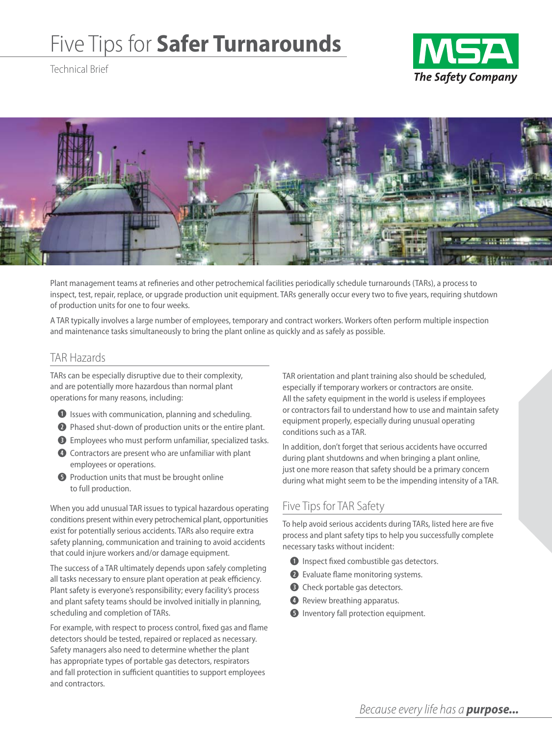# Five Tips for **Safer Turnarounds**

Technical Brief

MSA The Safety Company

Plant management teams at refineries and other petrochemical facilities periodically schedule turnarounds (TARs), a process to inspect, test, repair, replace, or upgrade production unit equipment. TARs generally occur every two to five years, requiring shutdown of production units for one to four weeks.

A TAR typically involves a large number of employees, temporary and contract workers. Workers often perform multiple inspection and maintenance tasks simultaneously to bring the plant online as quickly and as safely as possible.

## TAR Hazards

TARs can be especially disruptive due to their complexity, and are potentially more hazardous than normal plant operations for many reasons, including:

1. Issues with communication, planning and scheduling.
2. Phased shut-down of production units or the entire plant.
3. Employees who must perform unfamiliar, specialized tasks.
4. Contractors are present who are unfamiliar with plant employees or operations.
5. Production units that must be brought online to full production.

When you add unusual TAR issues to typical hazardous operating conditions present within every petrochemical plant, opportunities exist for potentially serious accidents. TARs also require extra safety planning, communication and training to avoid accidents that could injure workers and/or damage equipment.

The success of a TAR ultimately depends upon safely completing all tasks necessary to ensure plant operation at peak efficiency. Plant safety is everyone's responsibility; every facility's process and plant safety teams should be involved initially in planning, scheduling and completion of TARs.

For example, with respect to process control, fixed gas and flame detectors should be tested, repaired or replaced as necessary. Safety managers also need to determine whether the plant has appropriate types of portable gas detectors, respirators and fall protection in sufficient quantities to support employees and contractors.

TAR orientation and plant training also should be scheduled, especially if temporary workers or contractors are onsite. All the safety equipment in the world is useless if employees or contractors fail to understand how to use and maintain safety equipment properly, especially during unusual operating conditions such as a TAR.

In addition, don't forget that serious accidents have occurred during plant shutdowns and when bringing a plant online, just one more reason that safety should be a primary concern during what might seem to be the impending intensity of a TAR.

## Five Tips for TAR Safety

To help avoid serious accidents during TARs, listed here are five process and plant safety tips to help you successfully complete necessary tasks without incident:

1. Inspect fixed combustible gas detectors.
2. Evaluate flame monitoring systems.
3. Check portable gas detectors.
4. Review breathing apparatus.
5. Inventory fall protection equipment.

*Because every life has a* ***purpose...***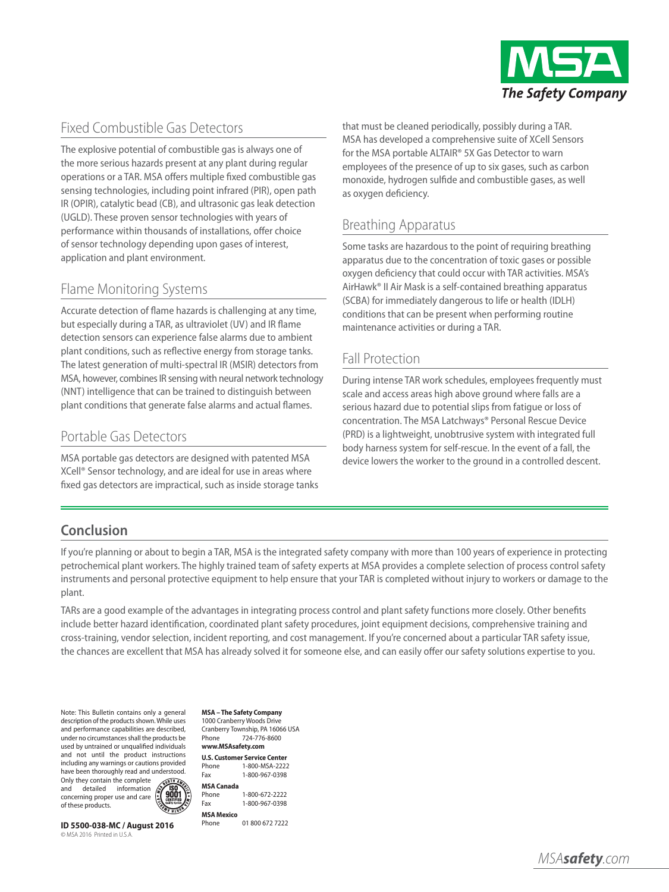## Fixed Combustible Gas Detectors

The explosive potential of combustible gas is always one of the more serious hazards present at any plant during regular operations or a TAR. MSA offers multiple fixed combustible gas sensing technologies, including point infrared (PIR), open path IR (OPIR), catalytic bead (CB), and ultrasonic gas leak detection (UGLD). These proven sensor technologies with years of performance within thousands of installations, offer choice of sensor technology depending upon gases of interest, application and plant environment.

## Flame Monitoring Systems

Accurate detection of flame hazards is challenging at any time, but especially during a TAR, as ultraviolet (UV) and IR flame detection sensors can experience false alarms due to ambient plant conditions, such as reflective energy from storage tanks. The latest generation of multi-spectral IR (MSIR) detectors from MSA, however, combines IR sensing with neural network technology (NNT) intelligence that can be trained to distinguish between plant conditions that generate false alarms and actual flames.

## Portable Gas Detectors

MSA portable gas detectors are designed with patented MSA XCell® Sensor technology, and are ideal for use in areas where fixed gas detectors are impractical, such as inside storage tanks that must be cleaned periodically, possibly during a TAR. MSA has developed a comprehensive suite of XCell Sensors for the MSA portable ALTAIR® 5X Gas Detector to warn employees of the presence of up to six gases, such as carbon monoxide, hydrogen sulfide and combustible gases, as well as oxygen deficiency.

## Breathing Apparatus

Some tasks are hazardous to the point of requiring breathing apparatus due to the concentration of toxic gases or possible oxygen deficiency that could occur with TAR activities. MSA's AirHawk® II Air Mask is a self-contained breathing apparatus (SCBA) for immediately dangerous to life or health (IDLH) conditions that can be present when performing routine maintenance activities or during a TAR.

## Fall Protection

During intense TAR work schedules, employees frequently must scale and access areas high above ground where falls are a serious hazard due to potential slips from fatigue or loss of concentration. The MSA Latchways® Personal Rescue Device (PRD) is a lightweight, unobtrusive system with integrated full body harness system for self-rescue. In the event of a fall, the device lowers the worker to the ground in a controlled descent.

## Conclusion

If you're planning or about to begin a TAR, MSA is the integrated safety company with more than 100 years of experience in protecting petrochemical plant workers. The highly trained team of safety experts at MSA provides a complete selection of process control safety instruments and personal protective equipment to help ensure that your TAR is completed without injury to workers or damage to the plant.

TARs are a good example of the advantages in integrating process control and plant safety functions more closely. Other benefits include better hazard identification, coordinated plant safety procedures, joint equipment decisions, comprehensive training and cross-training, vendor selection, incident reporting, and cost management. If you're concerned about a particular TAR safety issue, the chances are excellent that MSA has already solved it for someone else, and can easily offer our safety solutions expertise to you.

Note: This Bulletin contains only a general description of the products shown. While uses and performance capabilities are described, under no circumstances shall the products be used by untrained or unqualified individuals and not until the product instructions including any warnings or cautions provided have been thoroughly read and understood. Only they contain the complete and detailed information concerning proper use and care of these products.

**ID 5500-038-MC / August 2016**
© MSA 2016 Printed in U.S.A.

**MSA – The Safety Company**
1000 Cranberry Woods Drive
Cranberry Township, PA 16066 USA
Phone 724-776-8600
**www.MSAsafety.com**

**U.S. Customer Service Center**
Phone 1-800-MSA-2222
Fax 1-800-967-0398

**MSA Canada**
Phone 1-800-672-2222
Fax 1-800-967-0398

**MSA Mexico**
Phone 01 800 672 7222

MSA***safety***.com